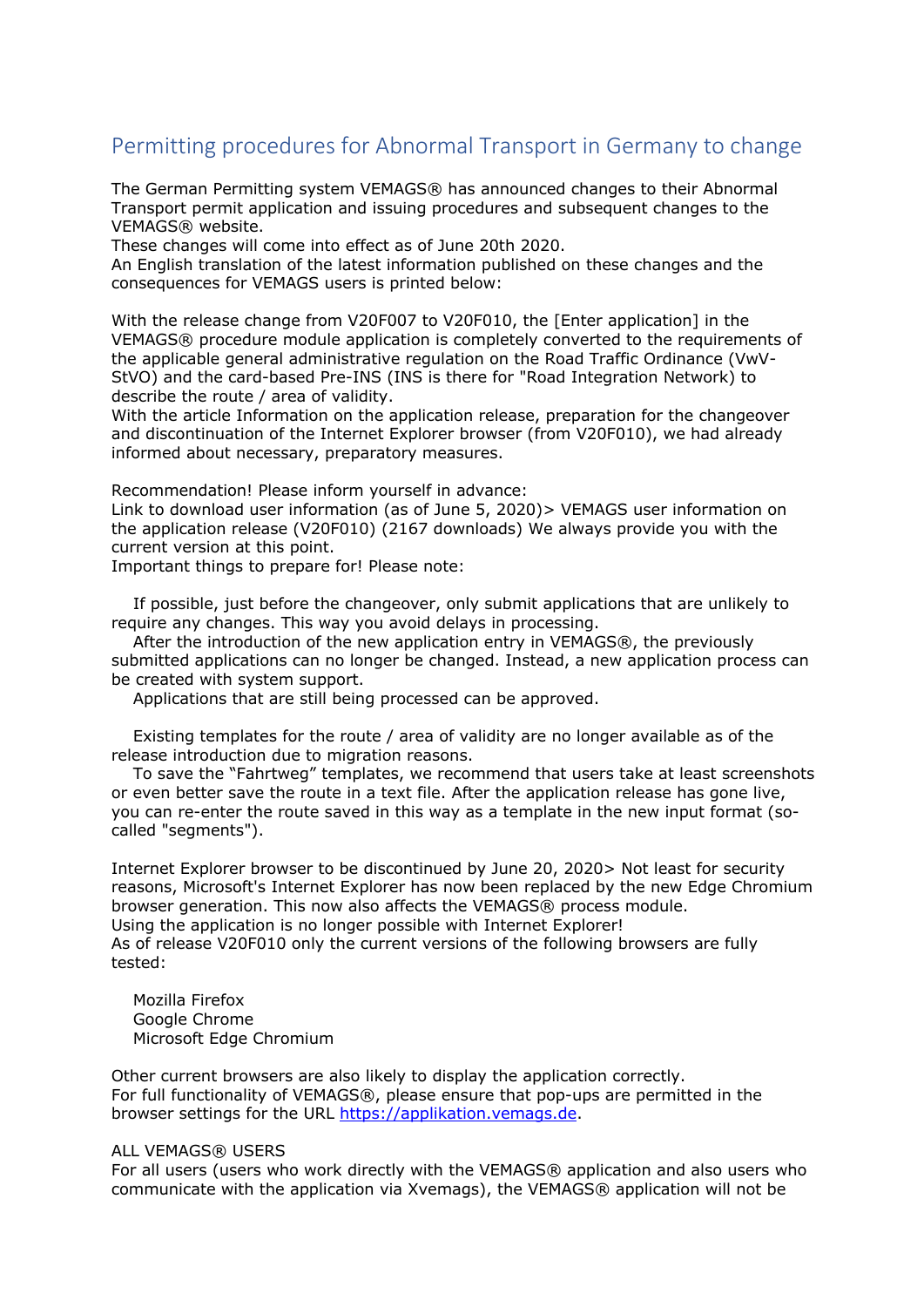# Permitting procedures for Abnormal Transport in Germany to change

The German Permitting system VEMAGS® has announced changes to their Abnormal Transport permit application and issuing procedures and subsequent changes to the VEMAGS® website.
These changes will come into effect as of June 20th 2020.
An English translation of the latest information published on these changes and the consequences for VEMAGS users is printed below:

With the release change from V20F007 to V20F010, the [Enter application] in the VEMAGS® procedure module application is completely converted to the requirements of the applicable general administrative regulation on the Road Traffic Ordinance (VwV-StVO) and the card-based Pre-INS (INS is there for "Road Integration Network) to describe the route / area of validity.
With the article Information on the application release, preparation for the changeover and discontinuation of the Internet Explorer browser (from V20F010), we had already informed about necessary, preparatory measures.

Recommendation! Please inform yourself in advance:
Link to download user information (as of June 5, 2020)> VEMAGS user information on the application release (V20F010) (2167 downloads) We always provide you with the current version at this point.
Important things to prepare for! Please note:

- If possible, just before the changeover, only submit applications that are unlikely to require any changes. This way you avoid delays in processing.
- After the introduction of the new application entry in VEMAGS®, the previously submitted applications can no longer be changed. Instead, a new application process can be created with system support.
- Applications that are still being processed can be approved.

- Existing templates for the route / area of validity are no longer available as of the release introduction due to migration reasons.
- To save the “Fahrtweg” templates, we recommend that users take at least screenshots or even better save the route in a text file. After the application release has gone live, you can re-enter the route saved in this way as a template in the new input format (so-called "segments").

Internet Explorer browser to be discontinued by June 20, 2020> Not least for security reasons, Microsoft's Internet Explorer has now been replaced by the new Edge Chromium browser generation. This now also affects the VEMAGS® process module.
Using the application is no longer possible with Internet Explorer!
As of release V20F010 only the current versions of the following browsers are fully tested:

- Mozilla Firefox
- Google Chrome
- Microsoft Edge Chromium

Other current browsers are also likely to display the application correctly.
For full functionality of VEMAGS®, please ensure that pop-ups are permitted in the browser settings for the URL https://applikation.vemags.de.

ALL VEMAGS® USERS
For all users (users who work directly with the VEMAGS® application and also users who communicate with the application via Xvemags), the VEMAGS® application will not be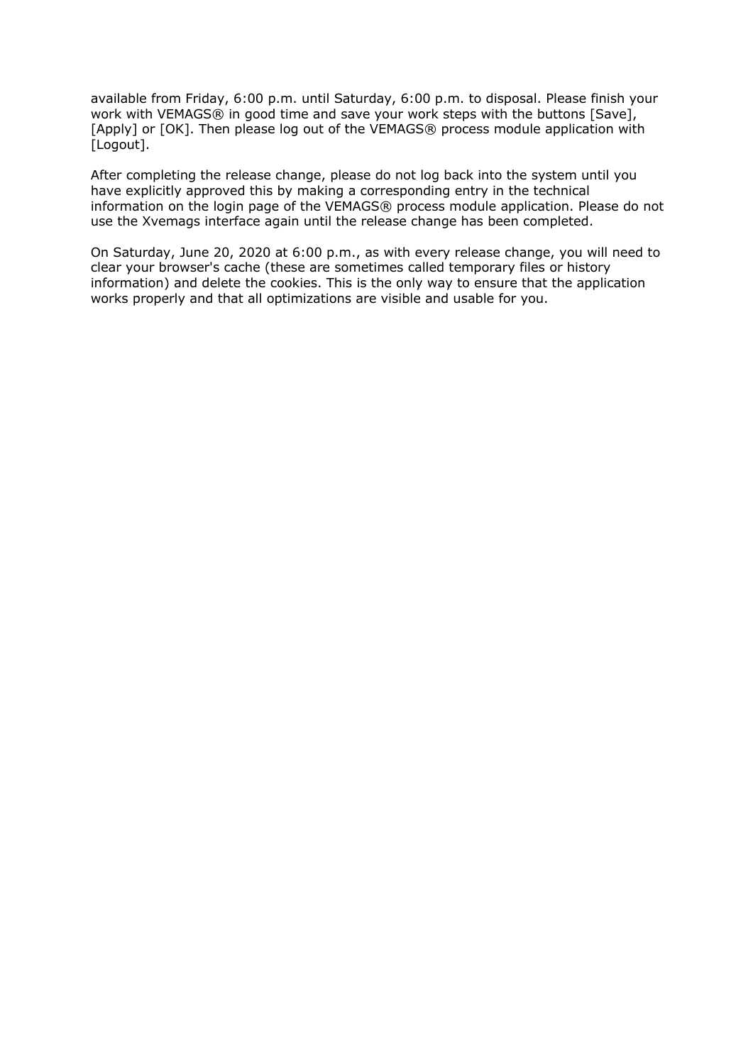available from Friday, 6:00 p.m. until Saturday, 6:00 p.m. to disposal. Please finish your work with VEMAGS® in good time and save your work steps with the buttons [Save], [Apply] or [OK]. Then please log out of the VEMAGS® process module application with [Logout].

After completing the release change, please do not log back into the system until you have explicitly approved this by making a corresponding entry in the technical information on the login page of the VEMAGS® process module application. Please do not use the Xvemags interface again until the release change has been completed.

On Saturday, June 20, 2020 at 6:00 p.m., as with every release change, you will need to clear your browser's cache (these are sometimes called temporary files or history information) and delete the cookies. This is the only way to ensure that the application works properly and that all optimizations are visible and usable for you.